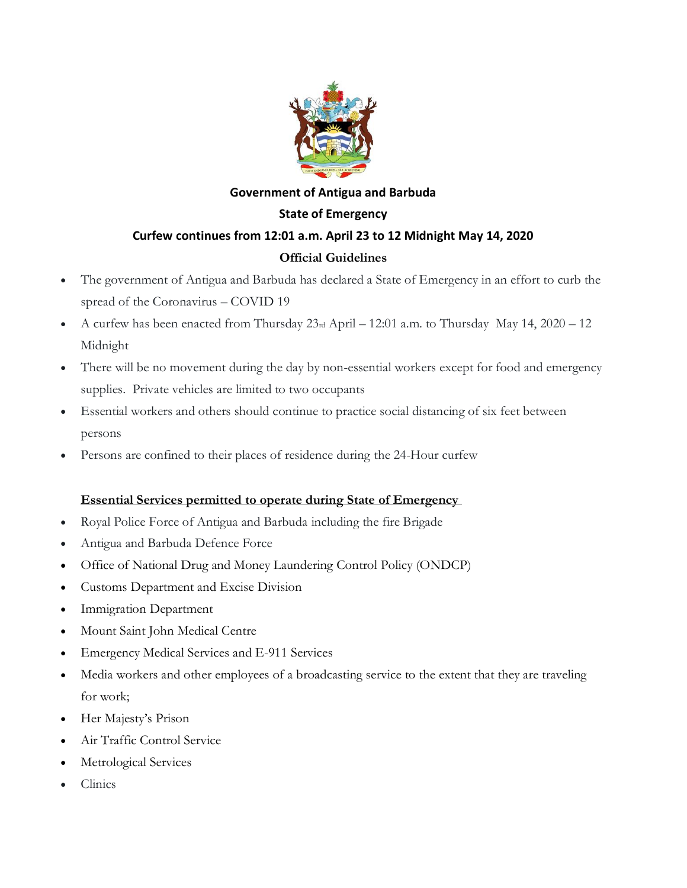# Government of Antigua and Barbuda

## State of Emergency

## Curfew continues from 12:01 a.m. April 23 to 12 Midnight May 14, 2020

### Official Guidelines

- The government of Antigua and Barbuda has declared a State of Emergency in an effort to curb the spread of the Coronavirus – COVID 19
- A curfew has been enacted from Thursday 23rd April – 12:01 a.m. to Thursday May 14, 2020 – 12 Midnight
- There will be no movement during the day by non-essential workers except for food and emergency supplies. Private vehicles are limited to two occupants
- Essential workers and others should continue to practice social distancing of six feet between persons
- Persons are confined to their places of residence during the 24-Hour curfew

**Essential Services permitted to operate during State of Emergency**

- Royal Police Force of Antigua and Barbuda including the fire Brigade
- Antigua and Barbuda Defence Force
- Office of National Drug and Money Laundering Control Policy (ONDCP)
- Customs Department and Excise Division
- Immigration Department
- Mount Saint John Medical Centre
- Emergency Medical Services and E-911 Services
- Media workers and other employees of a broadcasting service to the extent that they are traveling for work;
- Her Majesty's Prison
- Air Traffic Control Service
- Metrological Services
- Clinics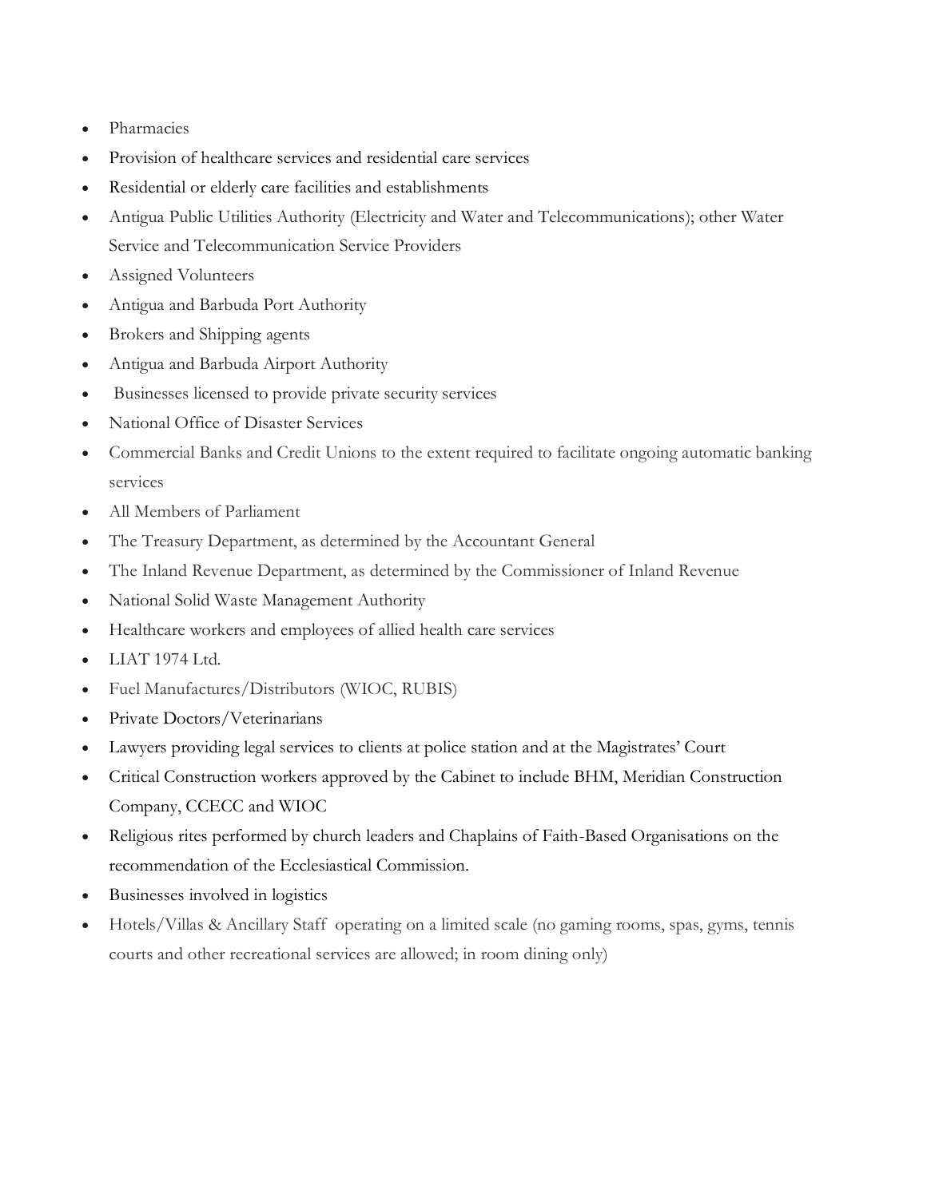- Pharmacies
- Provision of healthcare services and residential care services
- Residential or elderly care facilities and establishments
- Antigua Public Utilities Authority (Electricity and Water and Telecommunications); other Water Service and Telecommunication Service Providers
- Assigned Volunteers
- Antigua and Barbuda Port Authority
- Brokers and Shipping agents
- Antigua and Barbuda Airport Authority
- Businesses licensed to provide private security services
- National Office of Disaster Services
- Commercial Banks and Credit Unions to the extent required to facilitate ongoing automatic banking services
- All Members of Parliament
- The Treasury Department, as determined by the Accountant General
- The Inland Revenue Department, as determined by the Commissioner of Inland Revenue
- National Solid Waste Management Authority
- Healthcare workers and employees of allied health care services
- LIAT 1974 Ltd.
- Fuel Manufactures/Distributors (WIOC, RUBIS)
- Private Doctors/Veterinarians
- Lawyers providing legal services to clients at police station and at the Magistrates' Court
- Critical Construction workers approved by the Cabinet to include BHM, Meridian Construction Company, CCECC and WIOC
- Religious rites performed by church leaders and Chaplains of Faith-Based Organisations on the recommendation of the Ecclesiastical Commission.
- Businesses involved in logistics
- Hotels/Villas & Ancillary Staff operating on a limited scale (no gaming rooms, spas, gyms, tennis courts and other recreational services are allowed; in room dining only)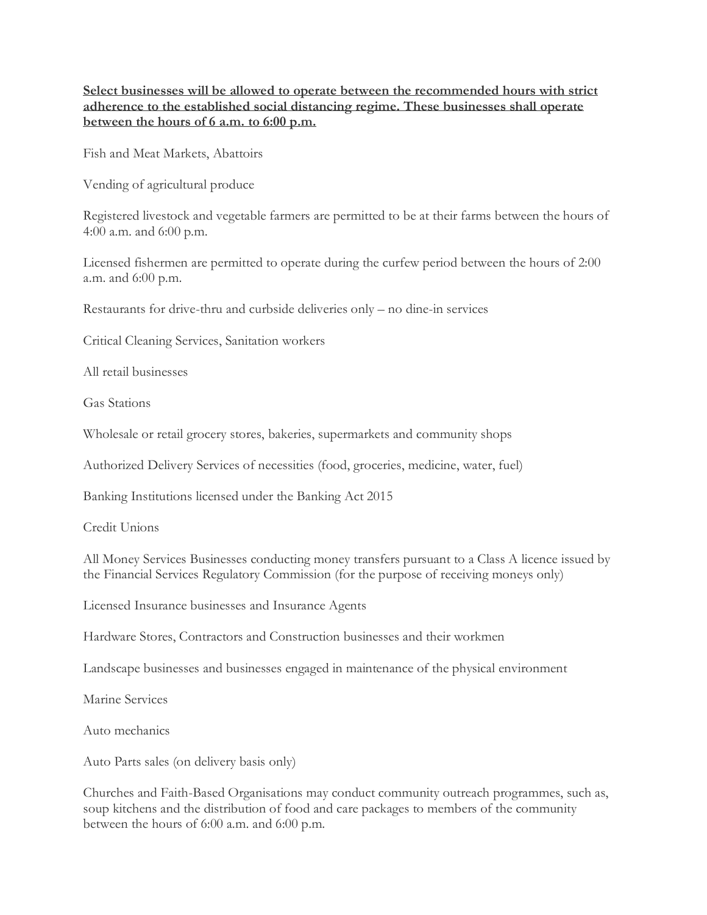**Select businesses will be allowed to operate between the recommended hours with strict adherence to the established social distancing regime. These businesses shall operate between the hours of 6 a.m. to 6:00 p.m.**

Fish and Meat Markets, Abattoirs

Vending of agricultural produce

Registered livestock and vegetable farmers are permitted to be at their farms between the hours of 4:00 a.m. and 6:00 p.m.

Licensed fishermen are permitted to operate during the curfew period between the hours of 2:00 a.m. and 6:00 p.m.

Restaurants for drive-thru and curbside deliveries only – no dine-in services

Critical Cleaning Services, Sanitation workers

All retail businesses

Gas Stations

Wholesale or retail grocery stores, bakeries, supermarkets and community shops

Authorized Delivery Services of necessities (food, groceries, medicine, water, fuel)

Banking Institutions licensed under the Banking Act 2015

Credit Unions

All Money Services Businesses conducting money transfers pursuant to a Class A licence issued by the Financial Services Regulatory Commission (for the purpose of receiving moneys only)

Licensed Insurance businesses and Insurance Agents

Hardware Stores, Contractors and Construction businesses and their workmen

Landscape businesses and businesses engaged in maintenance of the physical environment

Marine Services

Auto mechanics

Auto Parts sales (on delivery basis only)

Churches and Faith-Based Organisations may conduct community outreach programmes, such as, soup kitchens and the distribution of food and care packages to members of the community between the hours of 6:00 a.m. and 6:00 p.m.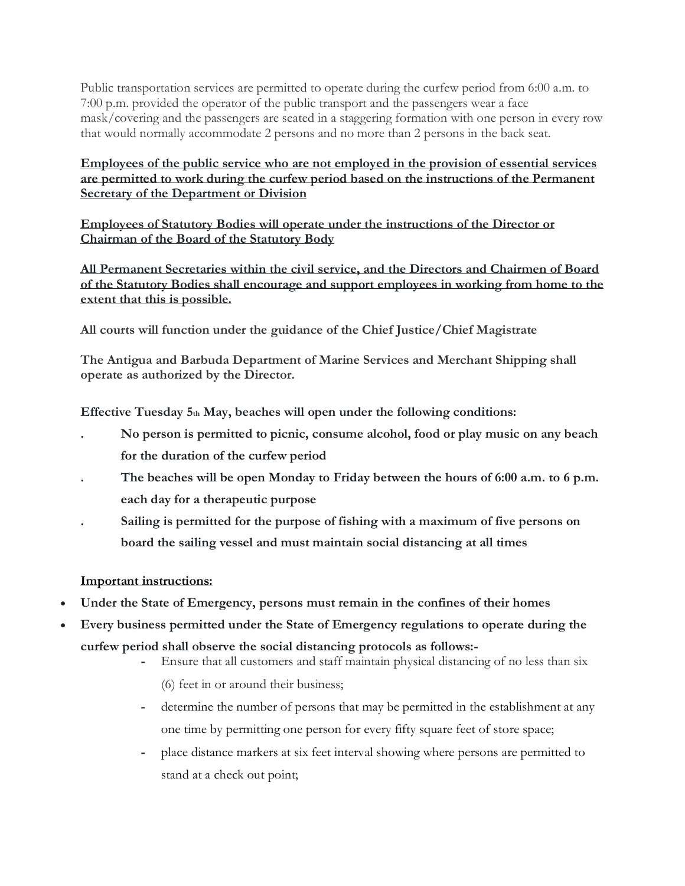Public transportation services are permitted to operate during the curfew period from 6:00 a.m. to 7:00 p.m. provided the operator of the public transport and the passengers wear a face mask/covering and the passengers are seated in a staggering formation with one person in every row that would normally accommodate 2 persons and no more than 2 persons in the back seat.

**Employees of the public service who are not employed in the provision of essential services are permitted to work during the curfew period based on the instructions of the Permanent Secretary of the Department or Division**

**Employees of Statutory Bodies will operate under the instructions of the Director or Chairman of the Board of the Statutory Body**

**All Permanent Secretaries within the civil service, and the Directors and Chairmen of Board of the Statutory Bodies shall encourage and support employees in working from home to the extent that this is possible.**

**All courts will function under the guidance of the Chief Justice/Chief Magistrate**

**The Antigua and Barbuda Department of Marine Services and Merchant Shipping shall operate as authorized by the Director.**

**Effective Tuesday 5th May, beaches will open under the following conditions:**

- **No person is permitted to picnic, consume alcohol, food or play music on any beach for the duration of the curfew period**
- **The beaches will be open Monday to Friday between the hours of 6:00 a.m. to 6 p.m. each day for a therapeutic purpose**
- **Sailing is permitted for the purpose of fishing with a maximum of five persons on board the sailing vessel and must maintain social distancing at all times**

**Important instructions:**

- **Under the State of Emergency, persons must remain in the confines of their homes**
- **Every business permitted under the State of Emergency regulations to operate during the curfew period shall observe the social distancing protocols as follows:-**
  - Ensure that all customers and staff maintain physical distancing of no less than six (6) feet in or around their business;
  - determine the number of persons that may be permitted in the establishment at any one time by permitting one person for every fifty square feet of store space;
  - place distance markers at six feet interval showing where persons are permitted to stand at a check out point;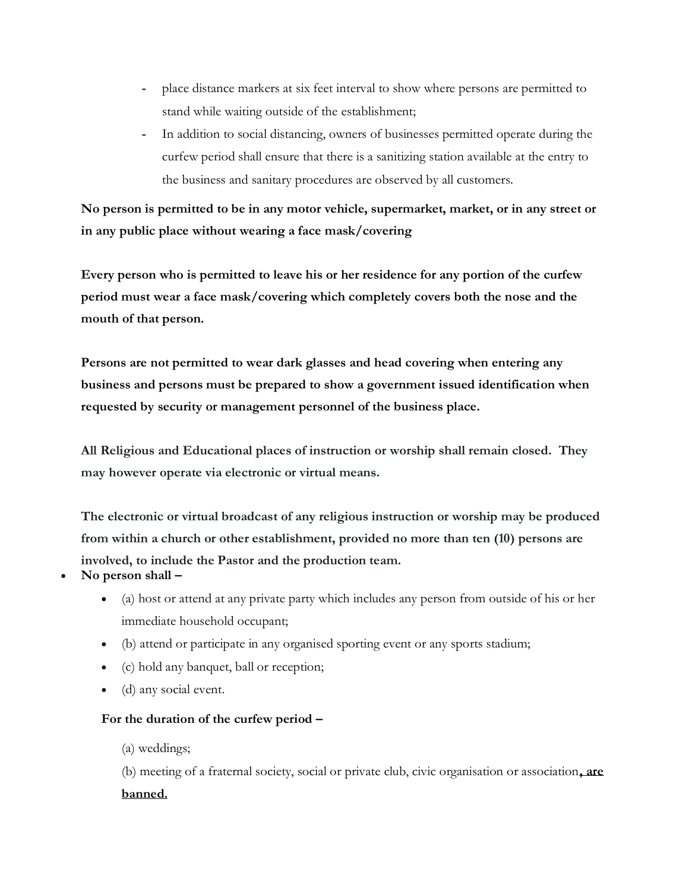- place distance markers at six feet interval to show where persons are permitted to stand while waiting outside of the establishment;
- In addition to social distancing, owners of businesses permitted operate during the curfew period shall ensure that there is a sanitizing station available at the entry to the business and sanitary procedures are observed by all customers.

**No person is permitted to be in any motor vehicle, supermarket, market, or in any street or in any public place without wearing a face mask/covering**

**Every person who is permitted to leave his or her residence for any portion of the curfew period must wear a face mask/covering which completely covers both the nose and the mouth of that person.**

**Persons are not permitted to wear dark glasses and head covering when entering any business and persons must be prepared to show a government issued identification when requested by security or management personnel of the business place.**

**All Religious and Educational places of instruction or worship shall remain closed. They may however operate via electronic or virtual means.**

**The electronic or virtual broadcast of any religious instruction or worship may be produced from within a church or other establishment, provided no more than ten (10) persons are involved, to include the Pastor and the production team.**

- **No person shall –**
  - (a) host or attend at any private party which includes any person from outside of his or her immediate household occupant;
  - (b) attend or participate in any organised sporting event or any sports stadium;
  - (c) hold any banquet, ball or reception;
  - (d) any social event.

  **For the duration of the curfew period –**

  (a) weddings;

  (b) meeting of a fraternal society, social or private club, civic organisation or association<u>**, are banned.**</u>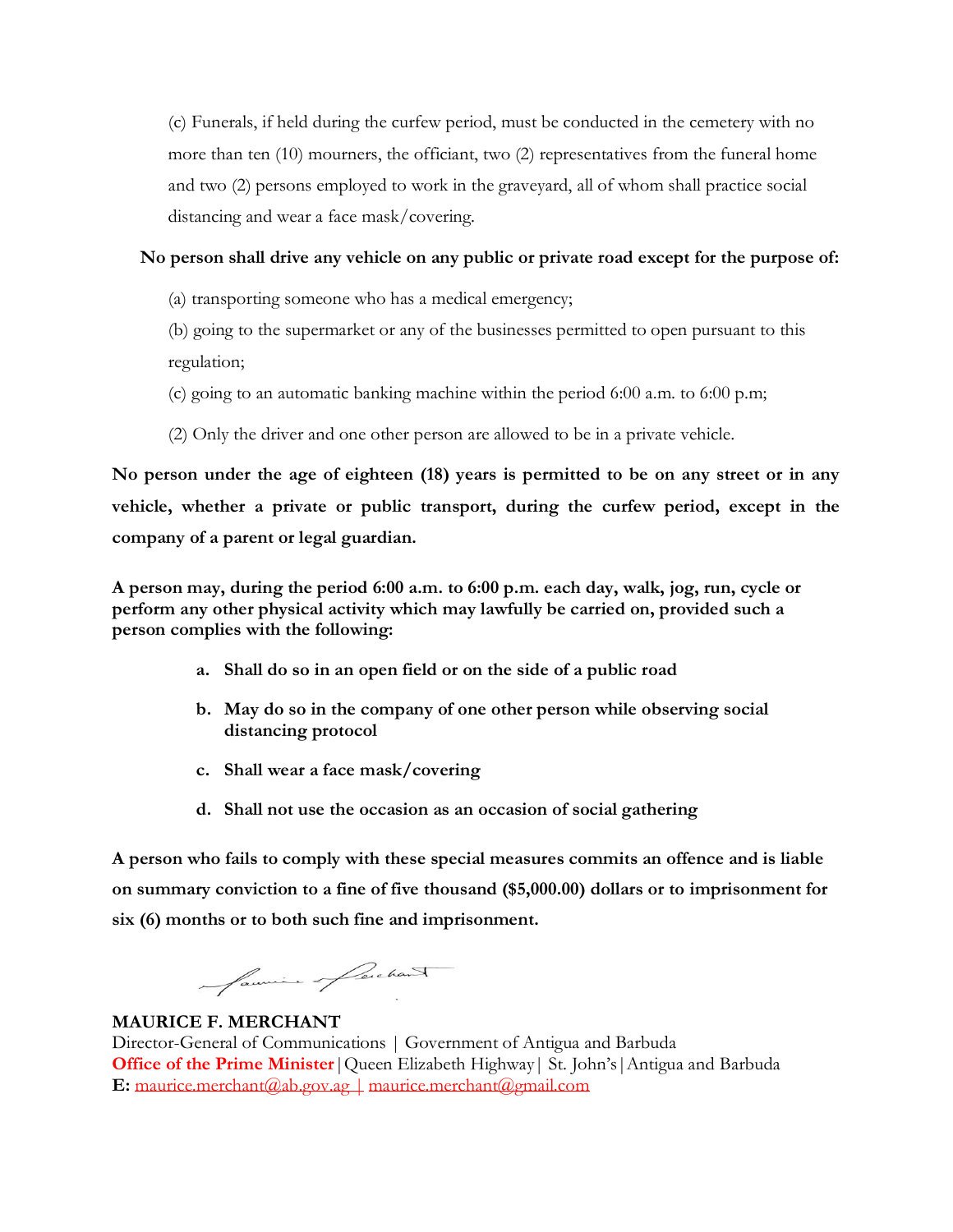(c) Funerals, if held during the curfew period, must be conducted in the cemetery with no more than ten (10) mourners, the officiant, two (2) representatives from the funeral home and two (2) persons employed to work in the graveyard, all of whom shall practice social distancing and wear a face mask/covering.

**No person shall drive any vehicle on any public or private road except for the purpose of:**

(a) transporting someone who has a medical emergency;

(b) going to the supermarket or any of the businesses permitted to open pursuant to this regulation;

(c) going to an automatic banking machine within the period 6:00 a.m. to 6:00 p.m;

(2) Only the driver and one other person are allowed to be in a private vehicle.

**No person under the age of eighteen (18) years is permitted to be on any street or in any vehicle, whether a private or public transport, during the curfew period, except in the company of a parent or legal guardian.**

**A person may, during the period 6:00 a.m. to 6:00 p.m. each day, walk, jog, run, cycle or perform any other physical activity which may lawfully be carried on, provided such a person complies with the following:**

a. **Shall do so in an open field or on the side of a public road**

b. **May do so in the company of one other person while observing social distancing protocol**

c. **Shall wear a face mask/covering**

d. **Shall not use the occasion as an occasion of social gathering**

**A person who fails to comply with these special measures commits an offence and is liable on summary conviction to a fine of five thousand ($5,000.00) dollars or to imprisonment for six (6) months or to both such fine and imprisonment.**

**MAURICE F. MERCHANT**
Director-General of Communications | Government of Antigua and Barbuda
**Office of the Prime Minister** | Queen Elizabeth Highway | St. John's | Antigua and Barbuda
**E:** maurice.merchant@ab.gov.ag | maurice.merchant@gmail.com